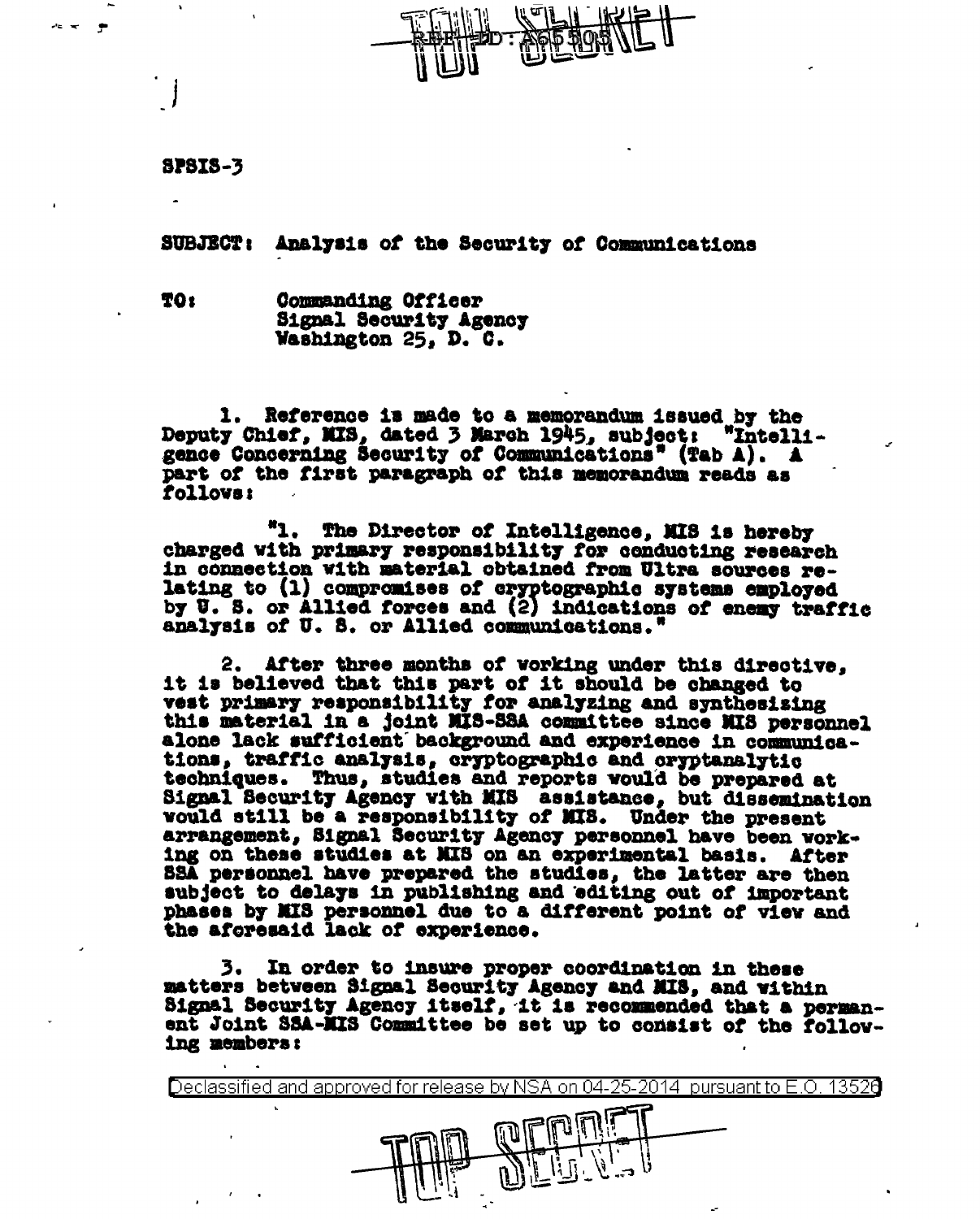TOP SECRET

SPSIS-3

SUBJECT: Analysis of the Security of Communications

TO: Commanding Officer
Signal Security Agency
Washington 25, D. C.

1. Reference is made to a memorandum issued by the Deputy Chief, MIS, dated 3 March 1945, subject: "Intelligence Concerning Security of Communications" (Tab A). A part of the first paragraph of this memorandum reads as follows:

> "1. The Director of Intelligence, MIS is hereby charged with primary responsibility for conducting research in connection with material obtained from Ultra sources relating to (1) compromises of cryptographic systems employed by U. S. or Allied forces and (2) indications of enemy traffic analysis of U. S. or Allied communications."

2. After three months of working under this directive, it is believed that this part of it should be changed to vest primary responsibility for analyzing and synthesizing this material in a joint MIS-SSA committee since MIS personnel alone lack sufficient background and experience in communications, traffic analysis, cryptographic and cryptanalytic techniques. Thus, studies and reports would be prepared at Signal Security Agency with MIS assistance, but dissemination would still be a responsibility of MIS. Under the present arrangement, Signal Security Agency personnel have been working on these studies at MIS on an experimental basis. After SSA personnel have prepared the studies, the latter are then subject to delays in publishing and editing out of important phases by MIS personnel due to a different point of view and the aforesaid lack of experience.

3. In order to insure proper coordination in these matters between Signal Security Agency and MIS, and within Signal Security Agency itself, it is recommended that a permanent Joint SSA-MIS Committee be set up to consist of the following members:

TOP SECRET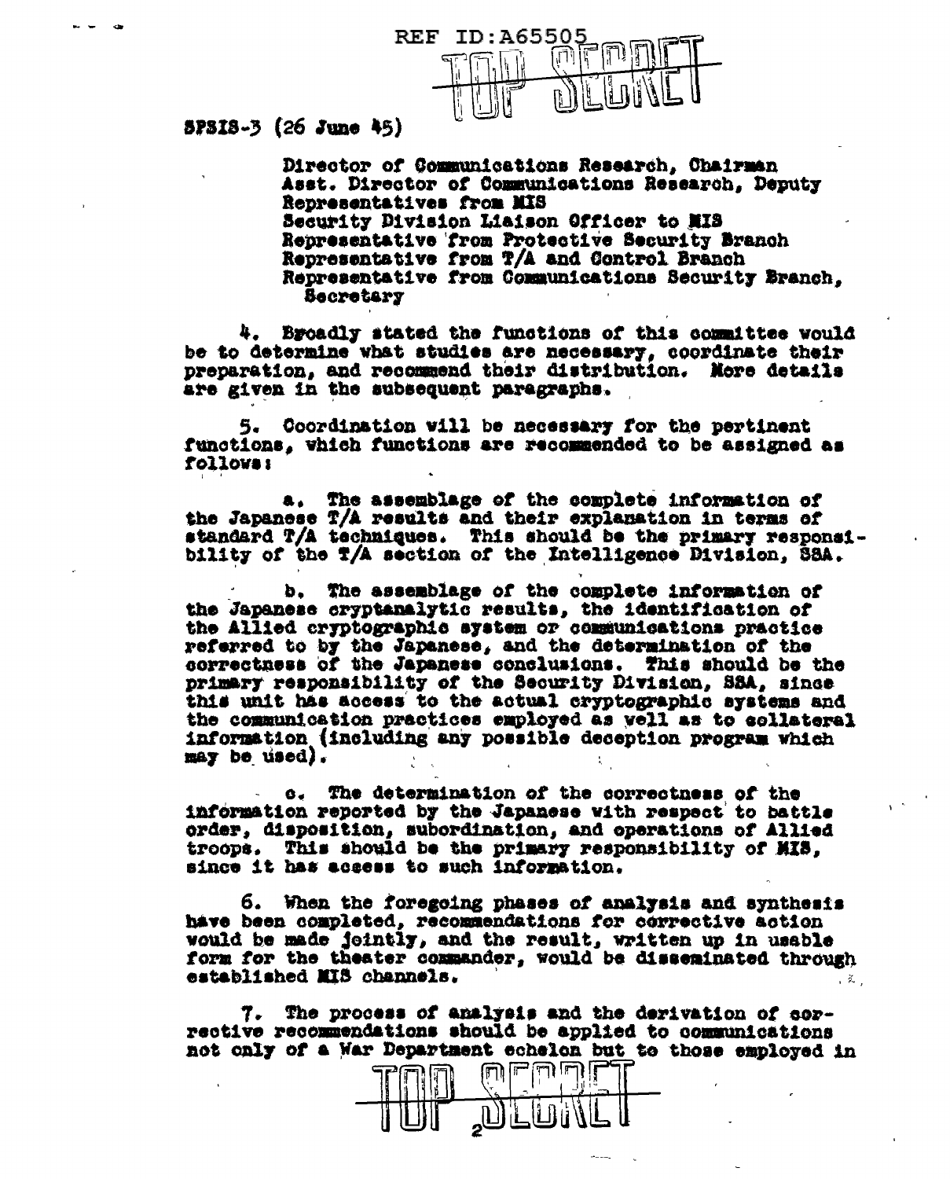REF ID:A65505

TOP SECRET

SPSIS-3 (26 June 45)

Director of Communications Research, Chairman
Asst. Director of Communications Research, Deputy
Representatives from MIS
Security Division Liaison Officer to MIS
Representative from Protective Security Branch
Representative from T/A and Control Branch
Representative from Communications Security Branch, Secretary

4. Broadly stated the functions of this committee would be to determine what studies are necessary, coordinate their preparation, and recommend their distribution. More details are given in the subsequent paragraphs.

5. Coordination will be necessary for the pertinent functions, which functions are recommended to be assigned as follows:

a. The assemblage of the complete information of the Japanese T/A results and their explanation in terms of standard T/A techniques. This should be the primary responsibility of the T/A section of the Intelligence Division, SSA.

b. The assemblage of the complete information of the Japanese cryptanalytic results, the identification of the Allied cryptographic system or communications practice referred to by the Japanese, and the determination of the correctness of the Japanese conclusions. This should be the primary responsibility of the Security Division, SSA, since this unit has access to the actual cryptographic systems and the communication practices employed as well as to collateral information (including any possible deception program which may be used).

c. The determination of the correctness of the information reported by the Japanese with respect to battle order, disposition, subordination, and operations of Allied troops. This should be the primary responsibility of MIS, since it has access to such information.

6. When the foregoing phases of analysis and synthesis have been completed, recommendations for corrective action would be made jointly, and the result, written up in usable form for the theater commander, would be disseminated through established MIS channels.

7. The process of analysis and the derivation of corrective recommendations should be applied to communications not only of a War Department echelon but to those employed in

TOP SECRET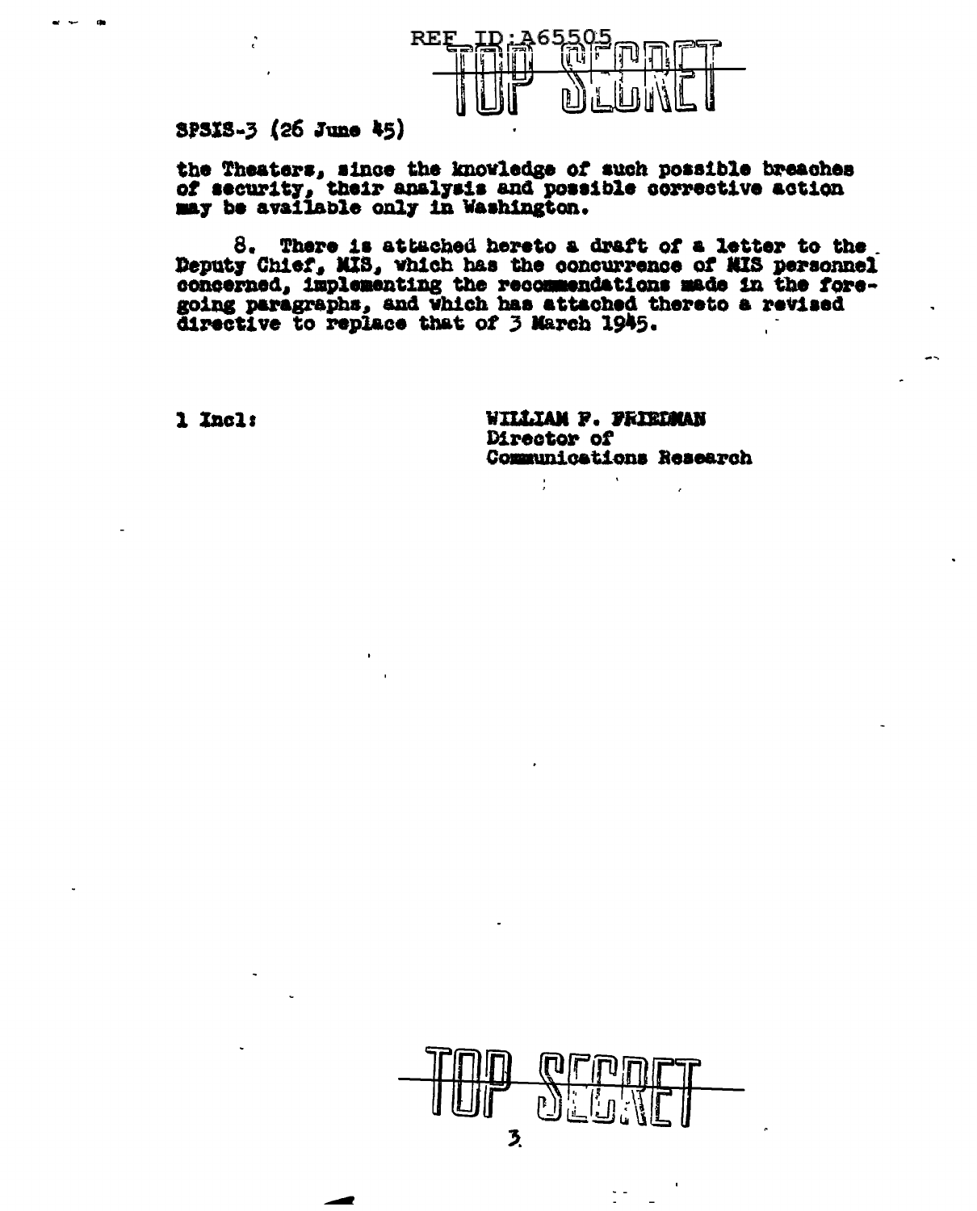SPSIS-3 (26 June 45)

the Theaters, since the knowledge of such possible breaches of security, their analysis and possible corrective action may be available only in Washington.

8. There is attached hereto a draft of a letter to the Deputy Chief, MIS, which has the concurrence of MIS personnel concerned, implementing the recommendations made in the foregoing paragraphs, and which has attached thereto a revised directive to replace that of 3 March 1945.

1 Incl:

WILLIAM F. FRIEDMAN
Director of
Communications Research